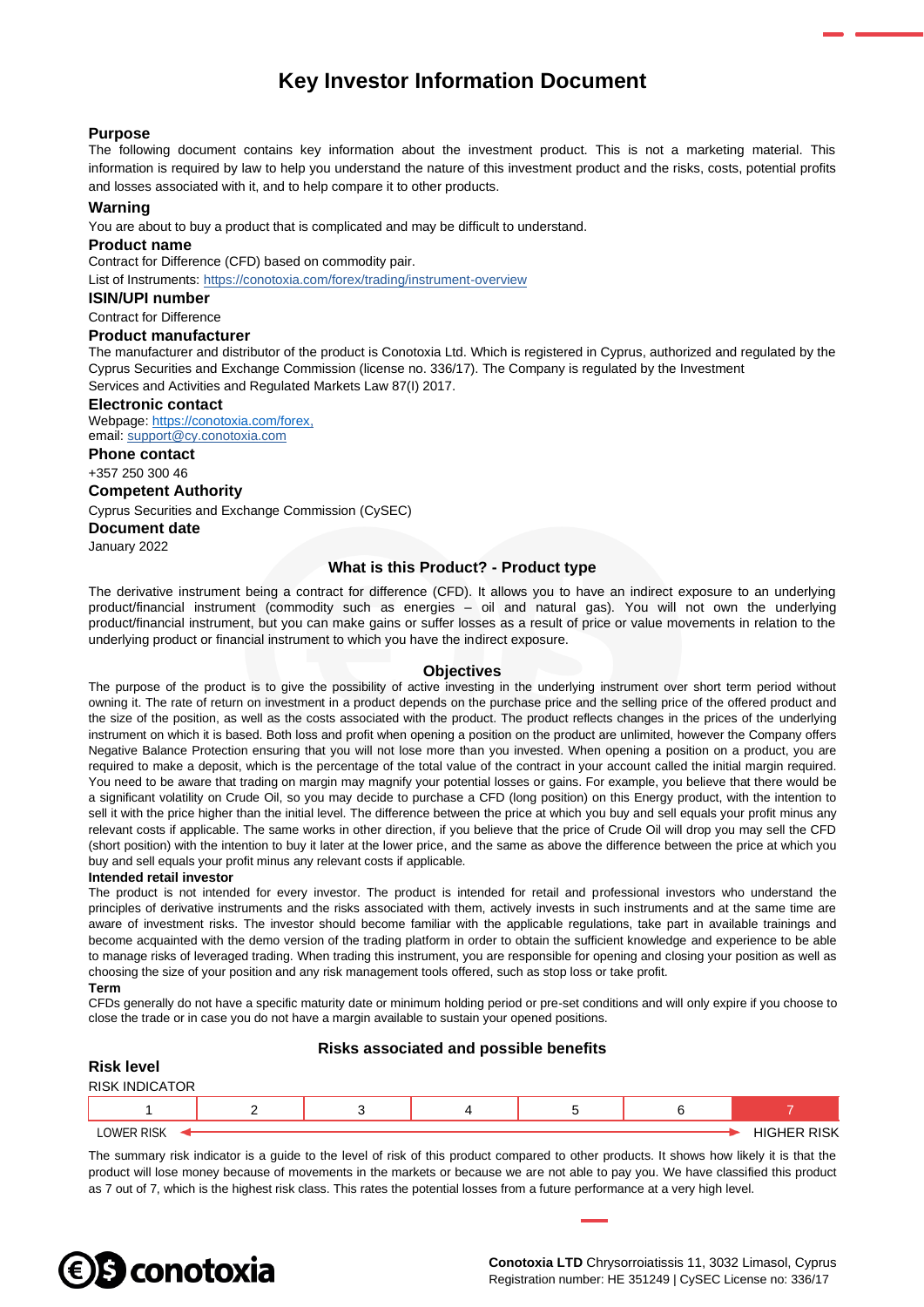# Key Investor Information Document

## Purpose

The following document contains key information about the investment product. This is not a marketing material. This information is required by law to help you understand the nature of this investment product and the risks, costs, potential profits and losses associated with it, and to help compare it to other products.

## Warning

You are about to buy a product that is complicated and may be difficult to understand.

## Product name

Contract for Difference (CFD) based on commodity pair.

List of Instruments: https://conotoxia.com/forex/trading/instrument-overview

## ISIN/UPI number

Contract for Difference

## Product manufacturer

The manufacturer and distributor of the product is Conotoxia Ltd. Which is registered in Cyprus, authorized and regulated by the Cyprus Securities and Exchange Commission (license no. 336/17). The Company is regulated by the Investment Services and Activities and Regulated Markets Law 87(I) 2017.

## Electronic contact

Webpage: https://conotoxia.com/forex,
email: support@cy.conotoxia.com

## Phone contact

+357 250 300 46

## Competent Authority

Cyprus Securities and Exchange Commission (CySEC)

## Document date

January 2022

## What is this Product? - Product type

The derivative instrument being a contract for difference (CFD). It allows you to have an indirect exposure to an underlying product/financial instrument (commodity such as energies – oil and natural gas). You will not own the underlying product/financial instrument, but you can make gains or suffer losses as a result of price or value movements in relation to the underlying product or financial instrument to which you have the indirect exposure.

## Objectives

The purpose of the product is to give the possibility of active investing in the underlying instrument over short term period without owning it. The rate of return on investment in a product depends on the purchase price and the selling price of the offered product and the size of the position, as well as the costs associated with the product. The product reflects changes in the prices of the underlying instrument on which it is based. Both loss and profit when opening a position on the product are unlimited, however the Company offers Negative Balance Protection ensuring that you will not lose more than you invested. When opening a position on a product, you are required to make a deposit, which is the percentage of the total value of the contract in your account called the initial margin required. You need to be aware that trading on margin may magnify your potential losses or gains. For example, you believe that there would be a significant volatility on Crude Oil, so you may decide to purchase a CFD (long position) on this Energy product, with the intention to sell it with the price higher than the initial level. The difference between the price at which you buy and sell equals your profit minus any relevant costs if applicable. The same works in other direction, if you believe that the price of Crude Oil will drop you may sell the CFD (short position) with the intention to buy it later at the lower price, and the same as above the difference between the price at which you buy and sell equals your profit minus any relevant costs if applicable.

**Intended retail investor**

The product is not intended for every investor. The product is intended for retail and professional investors who understand the principles of derivative instruments and the risks associated with them, actively invests in such instruments and at the same time are aware of investment risks. The investor should become familiar with the applicable regulations, take part in available trainings and become acquainted with the demo version of the trading platform in order to obtain the sufficient knowledge and experience to be able to manage risks of leveraged trading. When trading this instrument, you are responsible for opening and closing your position as well as choosing the size of your position and any risk management tools offered, such as stop loss or take profit.

**Term**

CFDs generally do not have a specific maturity date or minimum holding period or pre-set conditions and will only expire if you choose to close the trade or in case you do not have a margin available to sustain your opened positions.

## Risks associated and possible benefits

## Risk level

RISK INDICATOR

| 1 | 2 | 3 | 4 | 5 | 6 | **7** |
|---|---|---|---|---|---|---|

LOWER RISK ← → HIGHER RISK

The summary risk indicator is a guide to the level of risk of this product compared to other products. It shows how likely it is that the product will lose money because of movements in the markets or because we are not able to pay you. We have classified this product as 7 out of 7, which is the highest risk class. This rates the potential losses from a future performance at a very high level.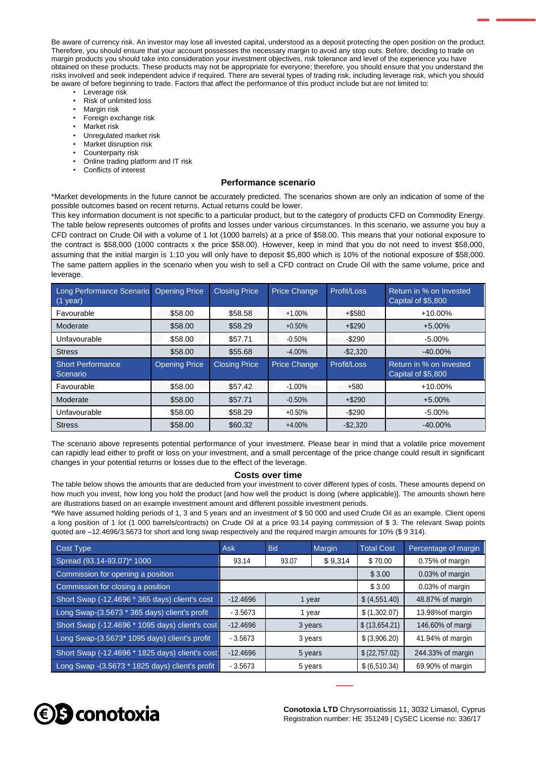Be aware of currency risk. An investor may lose all invested capital, understood as a deposit protecting the open position on the product. Therefore, you should ensure that your account possesses the necessary margin to avoid any stop outs. Before, deciding to trade on margin products you should take into consideration your investment objectives, risk tolerance and level of the experience you have obtained on these products. These products may not be appropriate for everyone; therefore, you should ensure that you understand the risks involved and seek independent advice if required. There are several types of trading risk, including leverage risk, which you should be aware of before beginning to trade. Factors that affect the performance of this product include but are not limited to:

- Leverage risk
- Risk of unlimited loss
- Margin risk
- Foreign exchange risk
- Market risk
- Unregulated market risk
- Market disruption risk
- Counterparty risk
- Online trading platform and IT risk
- Conflicts of interest

## Performance scenario

*Market developments in the future cannot be accurately predicted. The scenarios shown are only an indication of some of the possible outcomes based on recent returns. Actual returns could be lower.
This key information document is not specific to a particular product, but to the category of products CFD on Commodity Energy. The table below represents outcomes of profits and losses under various circumstances. In this scenario, we assume you buy a CFD contract on Crude Oil with a volume of 1 lot (1000 barrels) at a price of $58.00. This means that your notional exposure to the contract is $58,000 (1000 contracts x the price $58.00). However, keep in mind that you do not need to invest $58,000, assuming that the initial margin is 1:10 you will only have to deposit $5,800 which is 10% of the notional exposure of $58,000. The same pattern applies in the scenario when you wish to sell a CFD contract on Crude Oil with the same volume, price and leverage.

| Long Performance Scenario (1 year) | Opening Price | Closing Price | Price Change | Profit/Loss | Return in % on Invested Capital of $5,800 |
|---|---|---|---|---|---|
| Favourable | $58.00 | $58.58 | +1.00% | +$580 | +10.00% |
| Moderate | $58.00 | $58.29 | +0.50% | +$290 | +5.00% |
| Unfavourable | $58.00 | $57.71 | -0.50% | -$290 | -5.00% |
| Stress | $58.00 | $55.68 | -4.00% | -$2,320 | -40.00% |
| **Short Performance Scenario** | **Opening Price** | **Closing Price** | **Price Change** | **Profit/Loss** | **Return in % on Invested Capital of $5,800** |
| Favourable | $58.00 | $57.42 | -1.00% | +580 | +10.00% |
| Moderate | $58.00 | $57.71 | -0.50% | +$290 | +5.00% |
| Unfavourable | $58.00 | $58.29 | +0.50% | -$290 | -5.00% |
| Stress | $58.00 | $60.32 | +4.00% | -$2,320 | -40.00% |

The scenario above represents potential performance of your investment. Please bear in mind that a volatile price movement can rapidly lead either to profit or loss on your investment, and a small percentage of the price change could result in significant changes in your potential returns or losses due to the effect of the leverage.

## Costs over time

The table below shows the amounts that are deducted from your investment to cover different types of costs. These amounts depend on how much you invest, how long you hold the product [and how well the product is doing (where applicable)]. The amounts shown here are illustrations based on an example investment amount and different possible investment periods.
*We have assumed holding periods of 1, 3 and 5 years and an investment of $ 50 000 and used Crude Oil as an example. Client opens a long position of 1 lot (1 000 barrels/contracts) on Crude Oil at a price 93.14 paying commission of $ 3. The relevant Swap points quoted are –12.4696/3.5673 for short and long swap respectively and the required margin amounts for 10% ($ 9 314).

| Cost Type | Ask | Bid | Margin | Total Cost | Percentage of margin |
|---|---|---|---|---|---|
| Spread (93.14-93.07)* 1000 | 93.14 | 93.07 | $ 9,314 | $ 70.00 | 0.75% of margin |
| Commission for opening a position | | | | $ 3.00 | 0.03% of margin |
| Commission for closing a position | | | | $ 3.00 | 0.03% of margin |
| Short Swap (-12.4696 * 365 days) client's cost | -12.4696 | 1 year | | $ (4,551.40) | 48.87% of margin |
| Long Swap-(3.5673 * 365 days) client's profit | - 3.5673 | 1 year | | $ (1,302.07) | 13.98%of margin |
| Short Swap (-12.4696 * 1095 days) client's cost | -12.4696 | 3 years | | $ (13,654.21) | 146.60% of margi |
| Long Swap-(3.5673* 1095 days) client's profit | - 3.5673 | 3 years | | $ (3,906.20) | 41.94% of margin |
| Short Swap (-12.4696 * 1825 days) client's cost | -12.4696 | 5 years | | $ (22,757.02) | 244.33% of margin |
| Long Swap -(3.5673 * 1825 days) client's profit | - 3.5673 | 5 years | | $ (6,510.34) | 69.90% of margin |

**Conotoxia LTD** Chrysorroiatissis 11, 3032 Limasol, Cyprus
Registration number: HE 351249 | CySEC License no: 336/17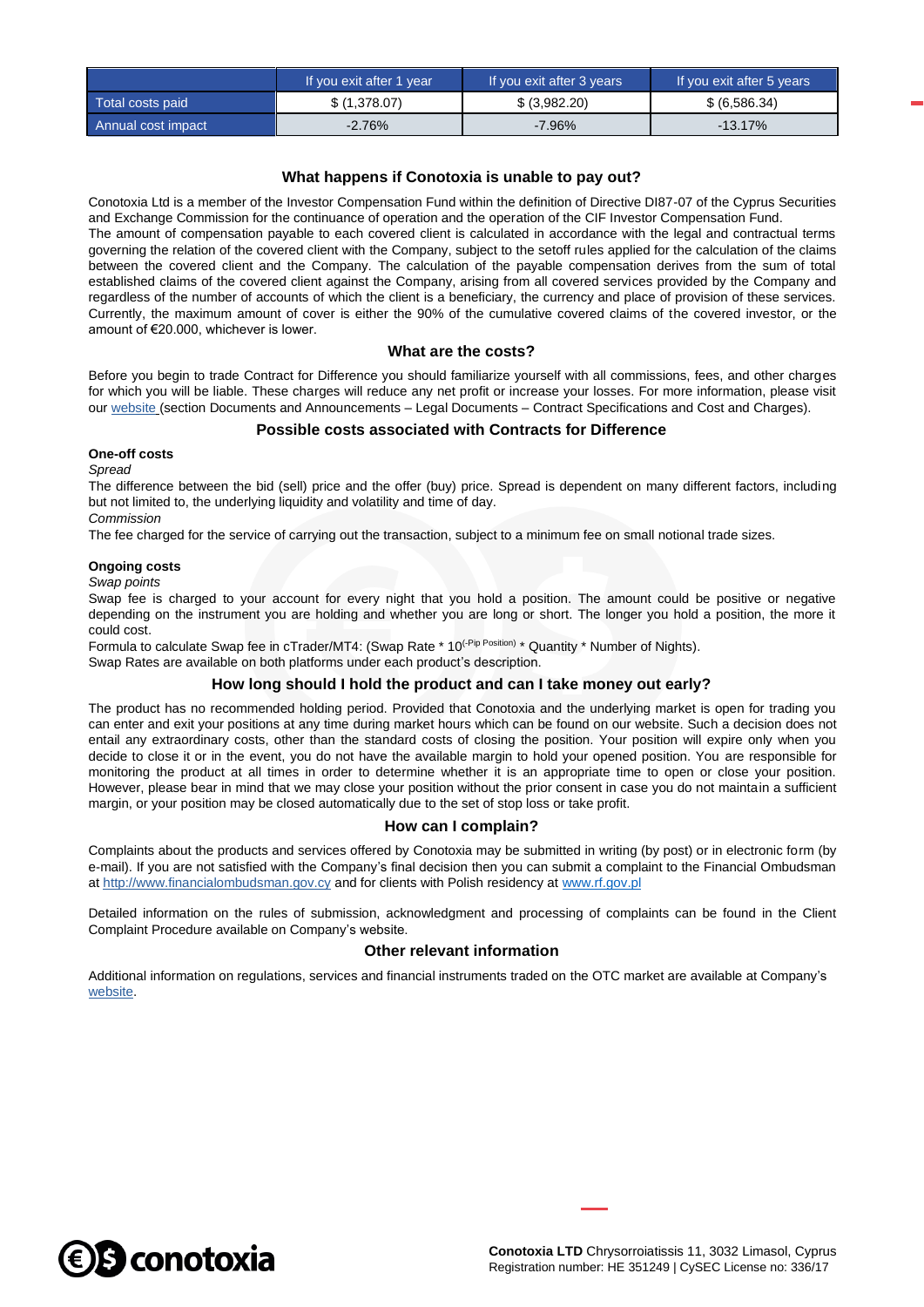| | If you exit after 1 year | If you exit after 3 years | If you exit after 5 years |
|---|---|---|---|
| Total costs paid | $ (1,378.07) | $ (3,982.20) | $ (6,586.34) |
| Annual cost impact | -2.76% | -7.96% | -13.17% |

## What happens if Conotoxia is unable to pay out?

Conotoxia Ltd is a member of the Investor Compensation Fund within the definition of Directive DI87-07 of the Cyprus Securities and Exchange Commission for the continuance of operation and the operation of the CIF Investor Compensation Fund.
The amount of compensation payable to each covered client is calculated in accordance with the legal and contractual terms governing the relation of the covered client with the Company, subject to the setoff rules applied for the calculation of the claims between the covered client and the Company. The calculation of the payable compensation derives from the sum of total established claims of the covered client against the Company, arising from all covered services provided by the Company and regardless of the number of accounts of which the client is a beneficiary, the currency and place of provision of these services. Currently, the maximum amount of cover is either the 90% of the cumulative covered claims of the covered investor, or the amount of €20.000, whichever is lower.

## What are the costs?

Before you begin to trade Contract for Difference you should familiarize yourself with all commissions, fees, and other charges for which you will be liable. These charges will reduce any net profit or increase your losses. For more information, please visit our website (section Documents and Announcements – Legal Documents – Contract Specifications and Cost and Charges).

## Possible costs associated with Contracts for Difference

**One-off costs**

*Spread*

The difference between the bid (sell) price and the offer (buy) price. Spread is dependent on many different factors, including but not limited to, the underlying liquidity and volatility and time of day.

*Commission*

The fee charged for the service of carrying out the transaction, subject to a minimum fee on small notional trade sizes.

**Ongoing costs**

*Swap points*

Swap fee is charged to your account for every night that you hold a position. The amount could be positive or negative depending on the instrument you are holding and whether you are long or short. The longer you hold a position, the more it could cost.

Formula to calculate Swap fee in cTrader/MT4: (Swap Rate * $10^{(-\text{Pip Position})}$ * Quantity * Number of Nights).

Swap Rates are available on both platforms under each product's description.

## How long should I hold the product and can I take money out early?

The product has no recommended holding period. Provided that Conotoxia and the underlying market is open for trading you can enter and exit your positions at any time during market hours which can be found on our website. Such a decision does not entail any extraordinary costs, other than the standard costs of closing the position. Your position will expire only when you decide to close it or in the event, you do not have the available margin to hold your opened position. You are responsible for monitoring the product at all times in order to determine whether it is an appropriate time to open or close your position. However, please bear in mind that we may close your position without the prior consent in case you do not maintain a sufficient margin, or your position may be closed automatically due to the set of stop loss or take profit.

## How can I complain?

Complaints about the products and services offered by Conotoxia may be submitted in writing (by post) or in electronic form (by e-mail). If you are not satisfied with the Company's final decision then you can submit a complaint to the Financial Ombudsman at http://www.financialombudsman.gov.cy and for clients with Polish residency at www.rf.gov.pl

Detailed information on the rules of submission, acknowledgment and processing of complaints can be found in the Client Complaint Procedure available on Company's website.

## Other relevant information

Additional information on regulations, services and financial instruments traded on the OTC market are available at Company's website.

**Conotoxia LTD** Chrysorroiatissis 11, 3032 Limasol, Cyprus
Registration number: HE 351249 | CySEC License no: 336/17